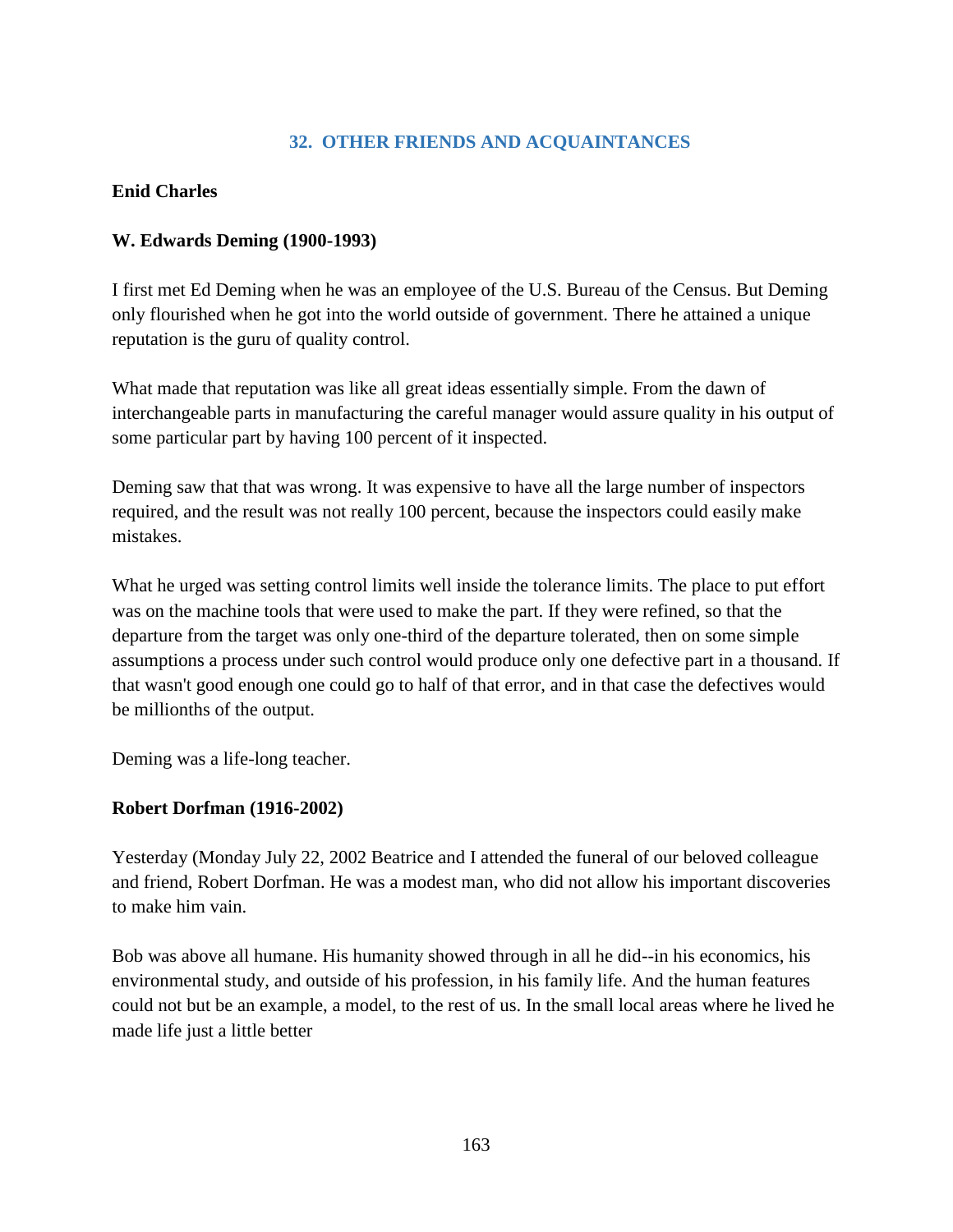## 32. OTHER FRIENDS AND ACQUAINTANCES

**Enid Charles**

**W. Edwards Deming (1900-1993)**

I first met Ed Deming when he was an employee of the U.S. Bureau of the Census. But Deming only flourished when he got into the world outside of government. There he attained a unique reputation is the guru of quality control.

What made that reputation was like all great ideas essentially simple. From the dawn of interchangeable parts in manufacturing the careful manager would assure quality in his output of some particular part by having 100 percent of it inspected.

Deming saw that that was wrong. It was expensive to have all the large number of inspectors required, and the result was not really 100 percent, because the inspectors could easily make mistakes.

What he urged was setting control limits well inside the tolerance limits. The place to put effort was on the machine tools that were used to make the part. If they were refined, so that the departure from the target was only one-third of the departure tolerated, then on some simple assumptions a process under such control would produce only one defective part in a thousand. If that wasn't good enough one could go to half of that error, and in that case the defectives would be millionths of the output.

Deming was a life-long teacher.

**Robert Dorfman (1916-2002)**

Yesterday (Monday July 22, 2002 Beatrice and I attended the funeral of our beloved colleague and friend, Robert Dorfman. He was a modest man, who did not allow his important discoveries to make him vain.

Bob was above all humane. His humanity showed through in all he did--in his economics, his environmental study, and outside of his profession, in his family life. And the human features could not but be an example, a model, to the rest of us. In the small local areas where he lived he made life just a little better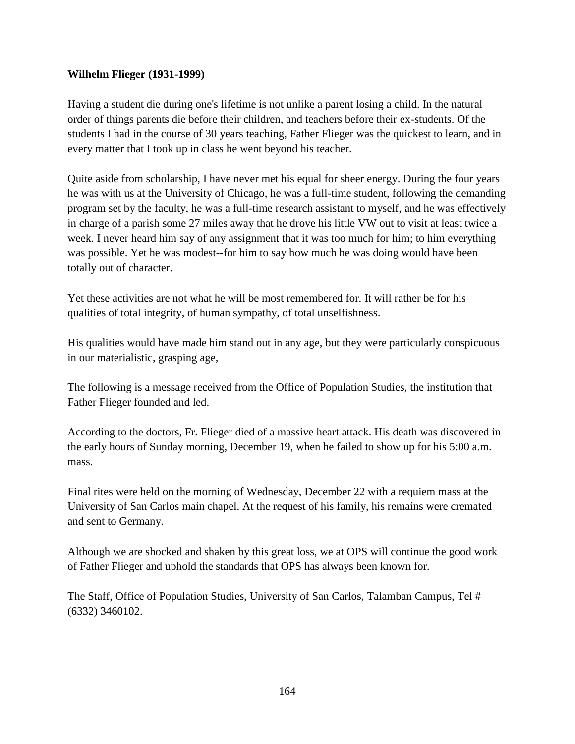**Wilhelm Flieger (1931-1999)**

Having a student die during one's lifetime is not unlike a parent losing a child. In the natural order of things parents die before their children, and teachers before their ex-students. Of the students I had in the course of 30 years teaching, Father Flieger was the quickest to learn, and in every matter that I took up in class he went beyond his teacher.

Quite aside from scholarship, I have never met his equal for sheer energy. During the four years he was with us at the University of Chicago, he was a full-time student, following the demanding program set by the faculty, he was a full-time research assistant to myself, and he was effectively in charge of a parish some 27 miles away that he drove his little VW out to visit at least twice a week. I never heard him say of any assignment that it was too much for him; to him everything was possible. Yet he was modest--for him to say how much he was doing would have been totally out of character.

Yet these activities are not what he will be most remembered for. It will rather be for his qualities of total integrity, of human sympathy, of total unselfishness.

His qualities would have made him stand out in any age, but they were particularly conspicuous in our materialistic, grasping age,

The following is a message received from the Office of Population Studies, the institution that Father Flieger founded and led.

According to the doctors, Fr. Flieger died of a massive heart attack. His death was discovered in the early hours of Sunday morning, December 19, when he failed to show up for his 5:00 a.m. mass.

Final rites were held on the morning of Wednesday, December 22 with a requiem mass at the University of San Carlos main chapel. At the request of his family, his remains were cremated and sent to Germany.

Although we are shocked and shaken by this great loss, we at OPS will continue the good work of Father Flieger and uphold the standards that OPS has always been known for.

The Staff, Office of Population Studies, University of San Carlos, Talamban Campus, Tel # (6332) 3460102.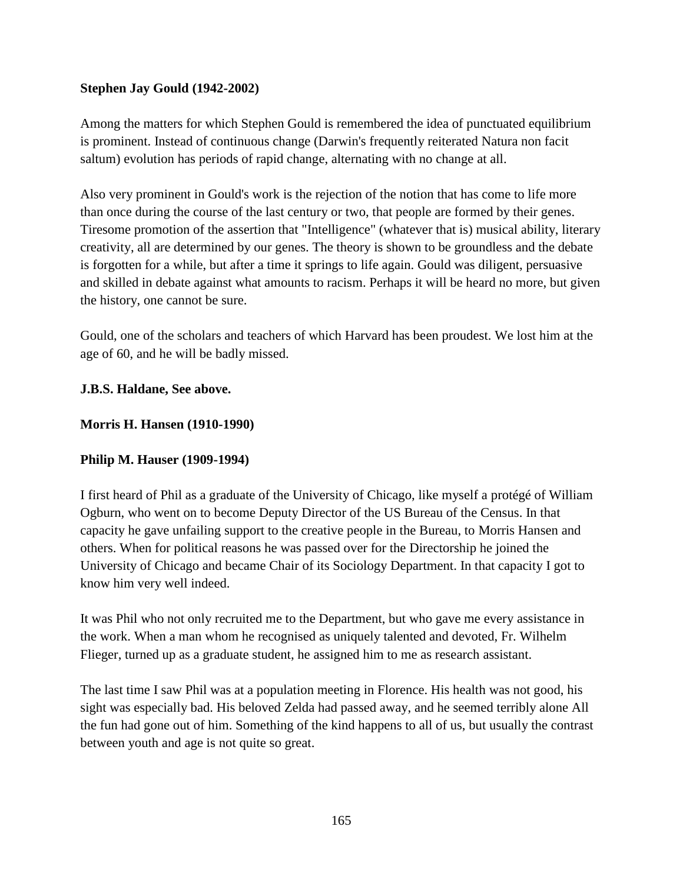**Stephen Jay Gould (1942-2002)**

Among the matters for which Stephen Gould is remembered the idea of punctuated equilibrium is prominent. Instead of continuous change (Darwin's frequently reiterated Natura non facit saltum) evolution has periods of rapid change, alternating with no change at all.

Also very prominent in Gould's work is the rejection of the notion that has come to life more than once during the course of the last century or two, that people are formed by their genes. Tiresome promotion of the assertion that "Intelligence" (whatever that is) musical ability, literary creativity, all are determined by our genes. The theory is shown to be groundless and the debate is forgotten for a while, but after a time it springs to life again. Gould was diligent, persuasive and skilled in debate against what amounts to racism. Perhaps it will be heard no more, but given the history, one cannot be sure.

Gould, one of the scholars and teachers of which Harvard has been proudest. We lost him at the age of 60, and he will be badly missed.

**J.B.S. Haldane, See above.**

**Morris H. Hansen (1910-1990)**

**Philip M. Hauser (1909-1994)**

I first heard of Phil as a graduate of the University of Chicago, like myself a protégé of William Ogburn, who went on to become Deputy Director of the US Bureau of the Census. In that capacity he gave unfailing support to the creative people in the Bureau, to Morris Hansen and others. When for political reasons he was passed over for the Directorship he joined the University of Chicago and became Chair of its Sociology Department. In that capacity I got to know him very well indeed.

It was Phil who not only recruited me to the Department, but who gave me every assistance in the work. When a man whom he recognised as uniquely talented and devoted, Fr. Wilhelm Flieger, turned up as a graduate student, he assigned him to me as research assistant.

The last time I saw Phil was at a population meeting in Florence. His health was not good, his sight was especially bad. His beloved Zelda had passed away, and he seemed terribly alone All the fun had gone out of him. Something of the kind happens to all of us, but usually the contrast between youth and age is not quite so great.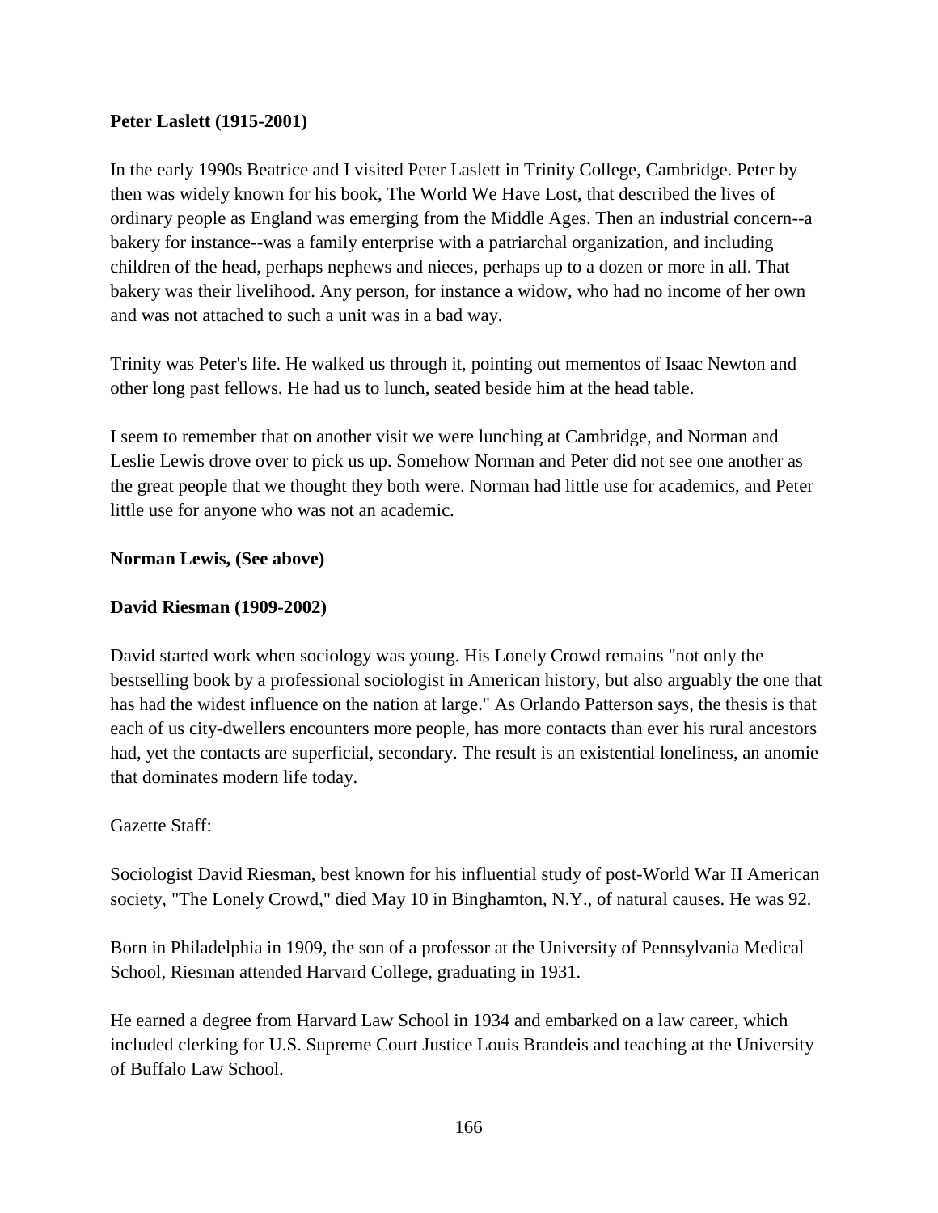**Peter Laslett (1915-2001)**

In the early 1990s Beatrice and I visited Peter Laslett in Trinity College, Cambridge. Peter by then was widely known for his book, The World We Have Lost, that described the lives of ordinary people as England was emerging from the Middle Ages. Then an industrial concern--a bakery for instance--was a family enterprise with a patriarchal organization, and including children of the head, perhaps nephews and nieces, perhaps up to a dozen or more in all. That bakery was their livelihood. Any person, for instance a widow, who had no income of her own and was not attached to such a unit was in a bad way.

Trinity was Peter's life. He walked us through it, pointing out mementos of Isaac Newton and other long past fellows. He had us to lunch, seated beside him at the head table.

I seem to remember that on another visit we were lunching at Cambridge, and Norman and Leslie Lewis drove over to pick us up. Somehow Norman and Peter did not see one another as the great people that we thought they both were. Norman had little use for academics, and Peter little use for anyone who was not an academic.

**Norman Lewis, (See above)**

**David Riesman (1909-2002)**

David started work when sociology was young. His Lonely Crowd remains "not only the bestselling book by a professional sociologist in American history, but also arguably the one that has had the widest influence on the nation at large." As Orlando Patterson says, the thesis is that each of us city-dwellers encounters more people, has more contacts than ever his rural ancestors had, yet the contacts are superficial, secondary. The result is an existential loneliness, an anomie that dominates modern life today.

Gazette Staff:

Sociologist David Riesman, best known for his influential study of post-World War II American society, "The Lonely Crowd," died May 10 in Binghamton, N.Y., of natural causes. He was 92.

Born in Philadelphia in 1909, the son of a professor at the University of Pennsylvania Medical School, Riesman attended Harvard College, graduating in 1931.

He earned a degree from Harvard Law School in 1934 and embarked on a law career, which included clerking for U.S. Supreme Court Justice Louis Brandeis and teaching at the University of Buffalo Law School.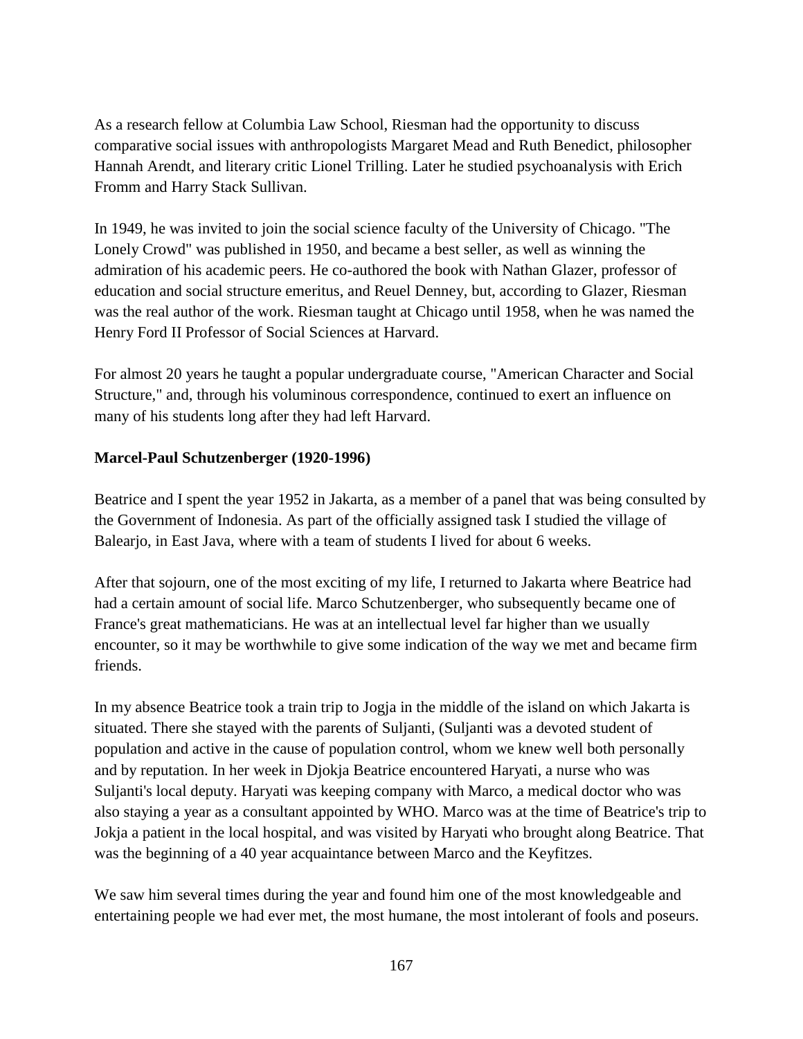As a research fellow at Columbia Law School, Riesman had the opportunity to discuss comparative social issues with anthropologists Margaret Mead and Ruth Benedict, philosopher Hannah Arendt, and literary critic Lionel Trilling. Later he studied psychoanalysis with Erich Fromm and Harry Stack Sullivan.

In 1949, he was invited to join the social science faculty of the University of Chicago. "The Lonely Crowd" was published in 1950, and became a best seller, as well as winning the admiration of his academic peers. He co-authored the book with Nathan Glazer, professor of education and social structure emeritus, and Reuel Denney, but, according to Glazer, Riesman was the real author of the work. Riesman taught at Chicago until 1958, when he was named the Henry Ford II Professor of Social Sciences at Harvard.

For almost 20 years he taught a popular undergraduate course, "American Character and Social Structure," and, through his voluminous correspondence, continued to exert an influence on many of his students long after they had left Harvard.

**Marcel-Paul Schutzenberger (1920-1996)**

Beatrice and I spent the year 1952 in Jakarta, as a member of a panel that was being consulted by the Government of Indonesia. As part of the officially assigned task I studied the village of Balearjo, in East Java, where with a team of students I lived for about 6 weeks.

After that sojourn, one of the most exciting of my life, I returned to Jakarta where Beatrice had had a certain amount of social life. Marco Schutzenberger, who subsequently became one of France's great mathematicians. He was at an intellectual level far higher than we usually encounter, so it may be worthwhile to give some indication of the way we met and became firm friends.

In my absence Beatrice took a train trip to Jogja in the middle of the island on which Jakarta is situated. There she stayed with the parents of Suljanti, (Suljanti was a devoted student of population and active in the cause of population control, whom we knew well both personally and by reputation. In her week in Djokja Beatrice encountered Haryati, a nurse who was Suljanti's local deputy. Haryati was keeping company with Marco, a medical doctor who was also staying a year as a consultant appointed by WHO. Marco was at the time of Beatrice's trip to Jokja a patient in the local hospital, and was visited by Haryati who brought along Beatrice. That was the beginning of a 40 year acquaintance between Marco and the Keyfitzes.

We saw him several times during the year and found him one of the most knowledgeable and entertaining people we had ever met, the most humane, the most intolerant of fools and poseurs.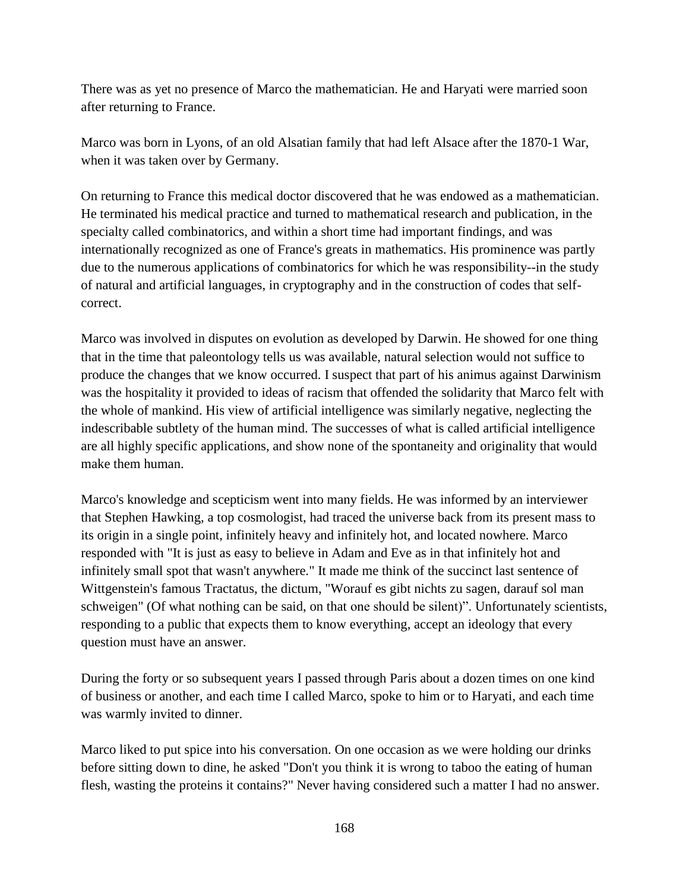There was as yet no presence of Marco the mathematician. He and Haryati were married soon after returning to France.

Marco was born in Lyons, of an old Alsatian family that had left Alsace after the 1870-1 War, when it was taken over by Germany.

On returning to France this medical doctor discovered that he was endowed as a mathematician. He terminated his medical practice and turned to mathematical research and publication, in the specialty called combinatorics, and within a short time had important findings, and was internationally recognized as one of France's greats in mathematics. His prominence was partly due to the numerous applications of combinatorics for which he was responsibility--in the study of natural and artificial languages, in cryptography and in the construction of codes that self-correct.

Marco was involved in disputes on evolution as developed by Darwin. He showed for one thing that in the time that paleontology tells us was available, natural selection would not suffice to produce the changes that we know occurred. I suspect that part of his animus against Darwinism was the hospitality it provided to ideas of racism that offended the solidarity that Marco felt with the whole of mankind. His view of artificial intelligence was similarly negative, neglecting the indescribable subtlety of the human mind. The successes of what is called artificial intelligence are all highly specific applications, and show none of the spontaneity and originality that would make them human.

Marco's knowledge and scepticism went into many fields. He was informed by an interviewer that Stephen Hawking, a top cosmologist, had traced the universe back from its present mass to its origin in a single point, infinitely heavy and infinitely hot, and located nowhere. Marco responded with "It is just as easy to believe in Adam and Eve as in that infinitely hot and infinitely small spot that wasn't anywhere." It made me think of the succinct last sentence of Wittgenstein's famous Tractatus, the dictum, "Worauf es gibt nichts zu sagen, darauf sol man schweigen" (Of what nothing can be said, on that one should be silent)". Unfortunately scientists, responding to a public that expects them to know everything, accept an ideology that every question must have an answer.

During the forty or so subsequent years I passed through Paris about a dozen times on one kind of business or another, and each time I called Marco, spoke to him or to Haryati, and each time was warmly invited to dinner.

Marco liked to put spice into his conversation. On one occasion as we were holding our drinks before sitting down to dine, he asked "Don't you think it is wrong to taboo the eating of human flesh, wasting the proteins it contains?" Never having considered such a matter I had no answer.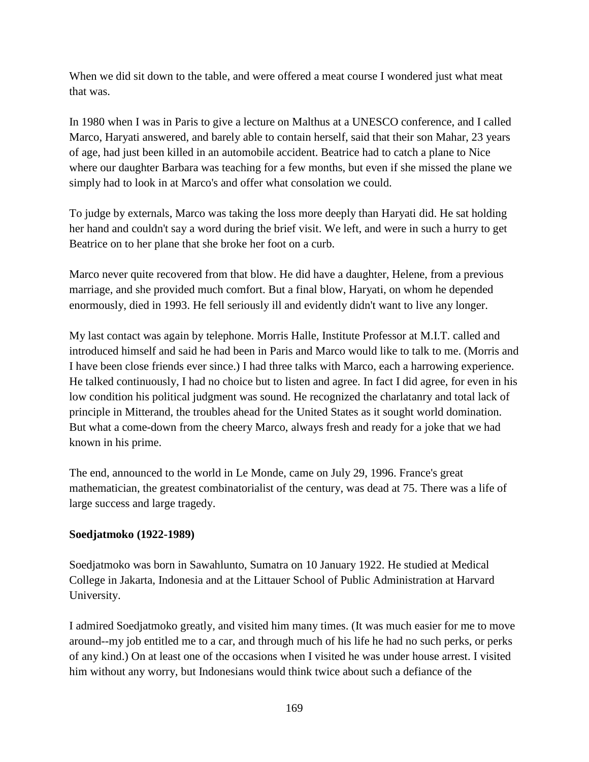When we did sit down to the table, and were offered a meat course I wondered just what meat that was.

In 1980 when I was in Paris to give a lecture on Malthus at a UNESCO conference, and I called Marco, Haryati answered, and barely able to contain herself, said that their son Mahar, 23 years of age, had just been killed in an automobile accident. Beatrice had to catch a plane to Nice where our daughter Barbara was teaching for a few months, but even if she missed the plane we simply had to look in at Marco's and offer what consolation we could.

To judge by externals, Marco was taking the loss more deeply than Haryati did. He sat holding her hand and couldn't say a word during the brief visit. We left, and were in such a hurry to get Beatrice on to her plane that she broke her foot on a curb.

Marco never quite recovered from that blow. He did have a daughter, Helene, from a previous marriage, and she provided much comfort. But a final blow, Haryati, on whom he depended enormously, died in 1993. He fell seriously ill and evidently didn't want to live any longer.

My last contact was again by telephone. Morris Halle, Institute Professor at M.I.T. called and introduced himself and said he had been in Paris and Marco would like to talk to me. (Morris and I have been close friends ever since.) I had three talks with Marco, each a harrowing experience. He talked continuously, I had no choice but to listen and agree. In fact I did agree, for even in his low condition his political judgment was sound. He recognized the charlatanry and total lack of principle in Mitterand, the troubles ahead for the United States as it sought world domination. But what a come-down from the cheery Marco, always fresh and ready for a joke that we had known in his prime.

The end, announced to the world in Le Monde, came on July 29, 1996. France's great mathematician, the greatest combinatorialist of the century, was dead at 75. There was a life of large success and large tragedy.

**Soedjatmoko (1922-1989)**

Soedjatmoko was born in Sawahlunto, Sumatra on 10 January 1922. He studied at Medical College in Jakarta, Indonesia and at the Littauer School of Public Administration at Harvard University.

I admired Soedjatmoko greatly, and visited him many times. (It was much easier for me to move around--my job entitled me to a car, and through much of his life he had no such perks, or perks of any kind.) On at least one of the occasions when I visited he was under house arrest. I visited him without any worry, but Indonesians would think twice about such a defiance of the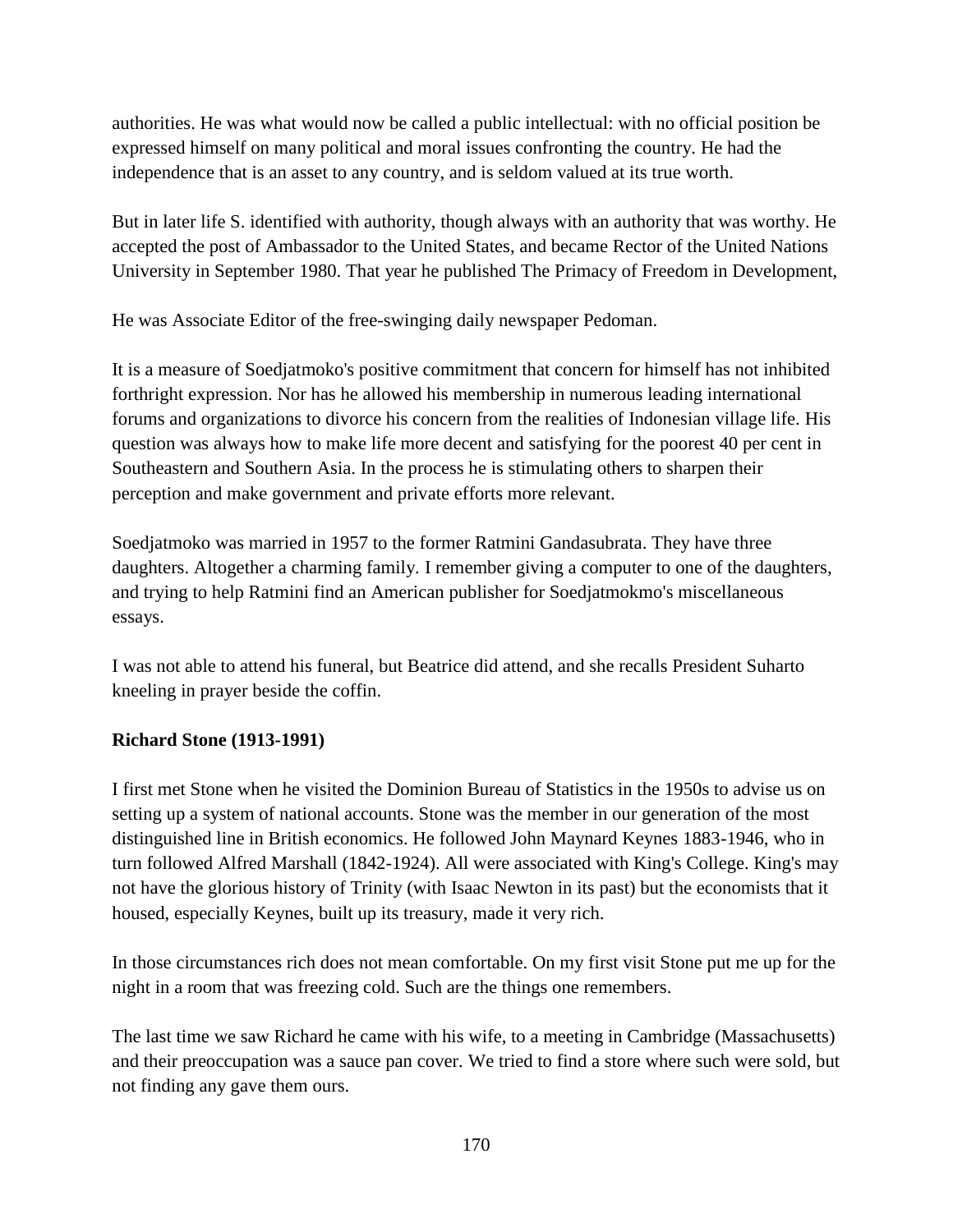authorities. He was what would now be called a public intellectual: with no official position be expressed himself on many political and moral issues confronting the country. He had the independence that is an asset to any country, and is seldom valued at its true worth.

But in later life S. identified with authority, though always with an authority that was worthy. He accepted the post of Ambassador to the United States, and became Rector of the United Nations University in September 1980. That year he published The Primacy of Freedom in Development,

He was Associate Editor of the free-swinging daily newspaper Pedoman.

It is a measure of Soedjatmoko's positive commitment that concern for himself has not inhibited forthright expression. Nor has he allowed his membership in numerous leading international forums and organizations to divorce his concern from the realities of Indonesian village life. His question was always how to make life more decent and satisfying for the poorest 40 per cent in Southeastern and Southern Asia. In the process he is stimulating others to sharpen their perception and make government and private efforts more relevant.

Soedjatmoko was married in 1957 to the former Ratmini Gandasubrata. They have three daughters. Altogether a charming family. I remember giving a computer to one of the daughters, and trying to help Ratmini find an American publisher for Soedjatmokmo's miscellaneous essays.

I was not able to attend his funeral, but Beatrice did attend, and she recalls President Suharto kneeling in prayer beside the coffin.

**Richard Stone (1913-1991)**

I first met Stone when he visited the Dominion Bureau of Statistics in the 1950s to advise us on setting up a system of national accounts. Stone was the member in our generation of the most distinguished line in British economics. He followed John Maynard Keynes 1883-1946, who in turn followed Alfred Marshall (1842-1924). All were associated with King's College. King's may not have the glorious history of Trinity (with Isaac Newton in its past) but the economists that it housed, especially Keynes, built up its treasury, made it very rich.

In those circumstances rich does not mean comfortable. On my first visit Stone put me up for the night in a room that was freezing cold. Such are the things one remembers.

The last time we saw Richard he came with his wife, to a meeting in Cambridge (Massachusetts) and their preoccupation was a sauce pan cover. We tried to find a store where such were sold, but not finding any gave them ours.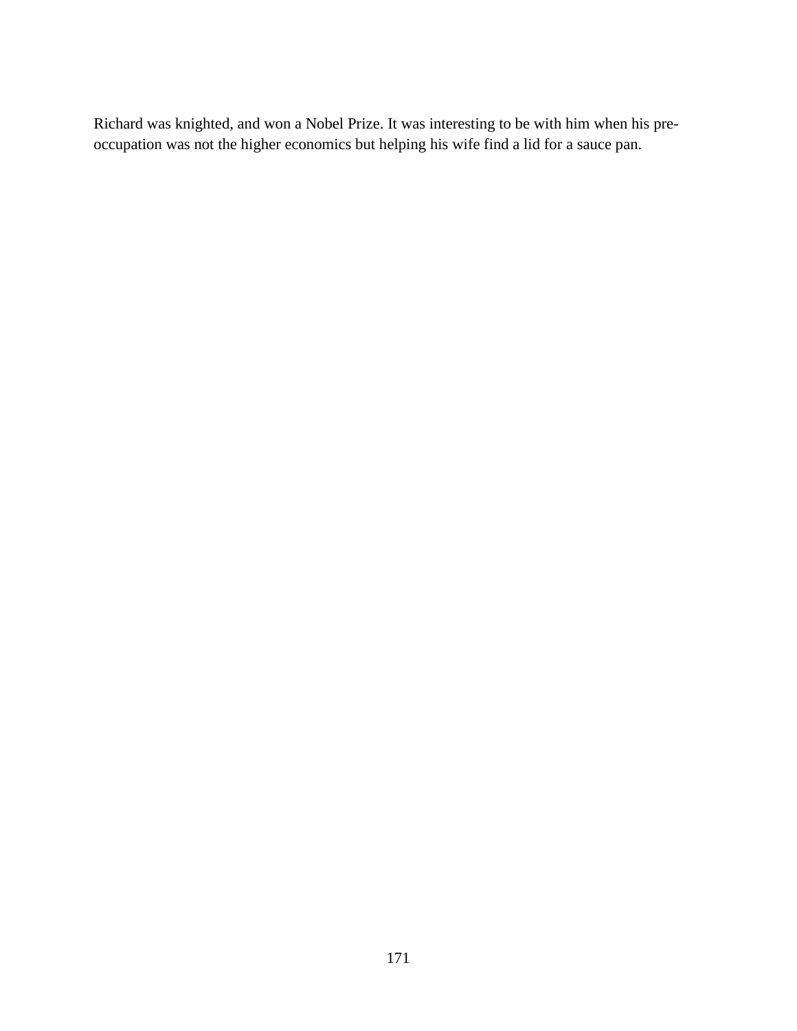Richard was knighted, and won a Nobel Prize. It was interesting to be with him when his pre-occupation was not the higher economics but helping his wife find a lid for a sauce pan.